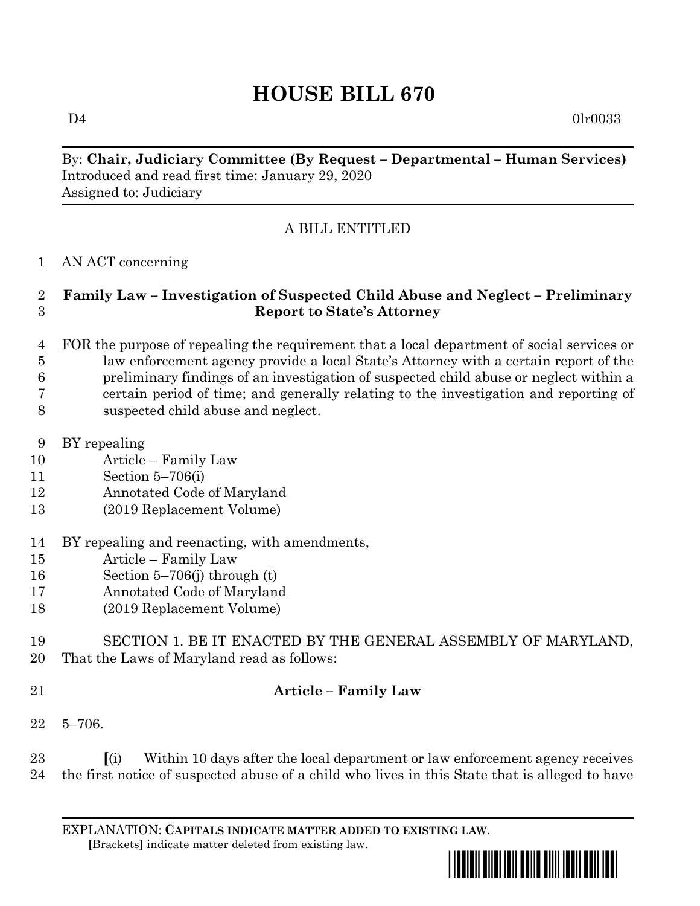# HOUSE BILL 670

D4 0lr0033

By: **Chair, Judiciary Committee (By Request – Departmental – Human Services)**
Introduced and read first time: January 29, 2020
Assigned to: Judiciary

A BILL ENTITLED

1 AN ACT concerning

2 **Family Law – Investigation of Suspected Child Abuse and Neglect – Preliminary**
3 **Report to State's Attorney**

4 FOR the purpose of repealing the requirement that a local department of social services or
5 law enforcement agency provide a local State's Attorney with a certain report of the
6 preliminary findings of an investigation of suspected child abuse or neglect within a
7 certain period of time; and generally relating to the investigation and reporting of
8 suspected child abuse and neglect.

9 BY repealing
10 Article – Family Law
11 Section 5–706(i)
12 Annotated Code of Maryland
13 (2019 Replacement Volume)

14 BY repealing and reenacting, with amendments,
15 Article – Family Law
16 Section 5–706(j) through (t)
17 Annotated Code of Maryland
18 (2019 Replacement Volume)

19 SECTION 1. BE IT ENACTED BY THE GENERAL ASSEMBLY OF MARYLAND,
20 That the Laws of Maryland read as follows:

21 **Article – Family Law**

22 5–706.

23 **[**(i) Within 10 days after the local department or law enforcement agency receives
24 the first notice of suspected abuse of a child who lives in this State that is alleged to have

EXPLANATION: **CAPITALS INDICATE MATTER ADDED TO EXISTING LAW.**
**[**Brackets**]** indicate matter deleted from existing law.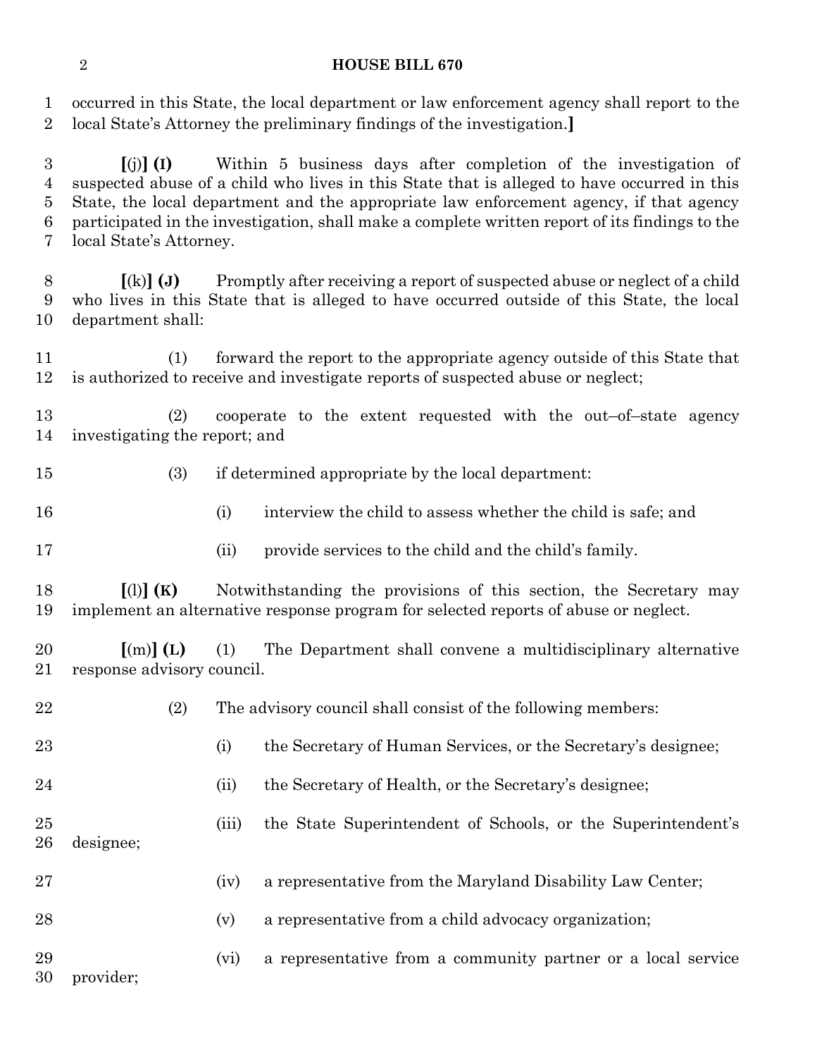occurred in this State, the local department or law enforcement agency shall report to the local State's Attorney the preliminary findings of the investigation.**]**

**[**(j)**] (I)** Within 5 business days after completion of the investigation of suspected abuse of a child who lives in this State that is alleged to have occurred in this State, the local department and the appropriate law enforcement agency, if that agency participated in the investigation, shall make a complete written report of its findings to the local State's Attorney.

**[**(k)**] (J)** Promptly after receiving a report of suspected abuse or neglect of a child who lives in this State that is alleged to have occurred outside of this State, the local department shall:

(1) forward the report to the appropriate agency outside of this State that is authorized to receive and investigate reports of suspected abuse or neglect;

(2) cooperate to the extent requested with the out–of–state agency investigating the report; and

(3) if determined appropriate by the local department:

(i) interview the child to assess whether the child is safe; and

(ii) provide services to the child and the child's family.

**[**(l)**] (K)** Notwithstanding the provisions of this section, the Secretary may implement an alternative response program for selected reports of abuse or neglect.

**[**(m)**] (L)** (1) The Department shall convene a multidisciplinary alternative response advisory council.

(2) The advisory council shall consist of the following members:

(i) the Secretary of Human Services, or the Secretary's designee;

(ii) the Secretary of Health, or the Secretary's designee;

(iii) the State Superintendent of Schools, or the Superintendent's designee;

(iv) a representative from the Maryland Disability Law Center;

(v) a representative from a child advocacy organization;

(vi) a representative from a community partner or a local service provider;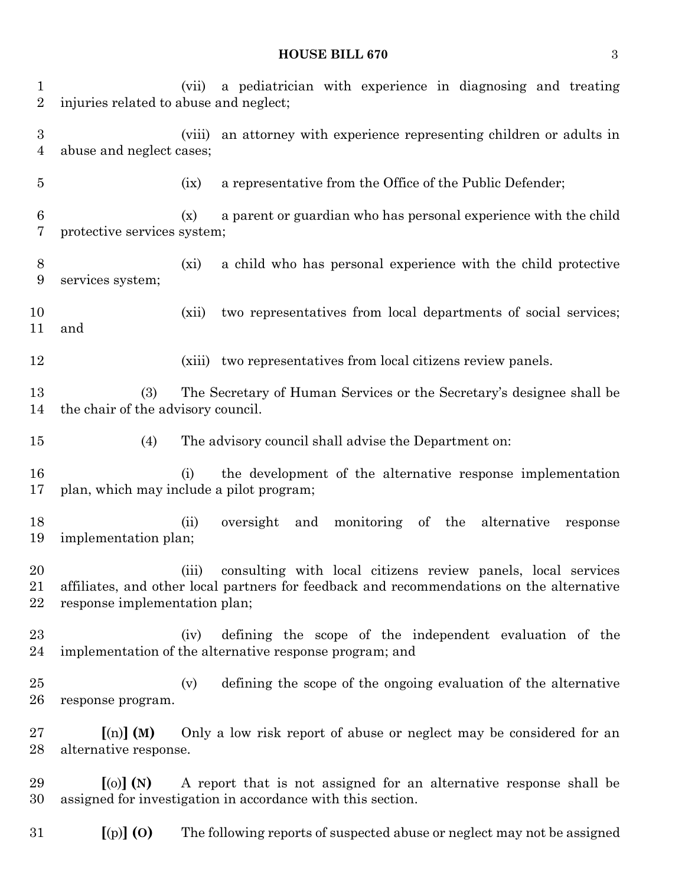(vii) a pediatrician with experience in diagnosing and treating injuries related to abuse and neglect;

(viii) an attorney with experience representing children or adults in abuse and neglect cases;

(ix) a representative from the Office of the Public Defender;

(x) a parent or guardian who has personal experience with the child protective services system;

(xi) a child who has personal experience with the child protective services system;

(xii) two representatives from local departments of social services; and

(xiii) two representatives from local citizens review panels.

(3) The Secretary of Human Services or the Secretary's designee shall be the chair of the advisory council.

(4) The advisory council shall advise the Department on:

(i) the development of the alternative response implementation plan, which may include a pilot program;

(ii) oversight and monitoring of the alternative response implementation plan;

(iii) consulting with local citizens review panels, local services affiliates, and other local partners for feedback and recommendations on the alternative response implementation plan;

(iv) defining the scope of the independent evaluation of the implementation of the alternative response program; and

(v) defining the scope of the ongoing evaluation of the alternative response program.

**[**(n)**] (M)** Only a low risk report of abuse or neglect may be considered for an alternative response.

**[**(o)**] (N)** A report that is not assigned for an alternative response shall be assigned for investigation in accordance with this section.

**[**(p)**] (O)** The following reports of suspected abuse or neglect may not be assigned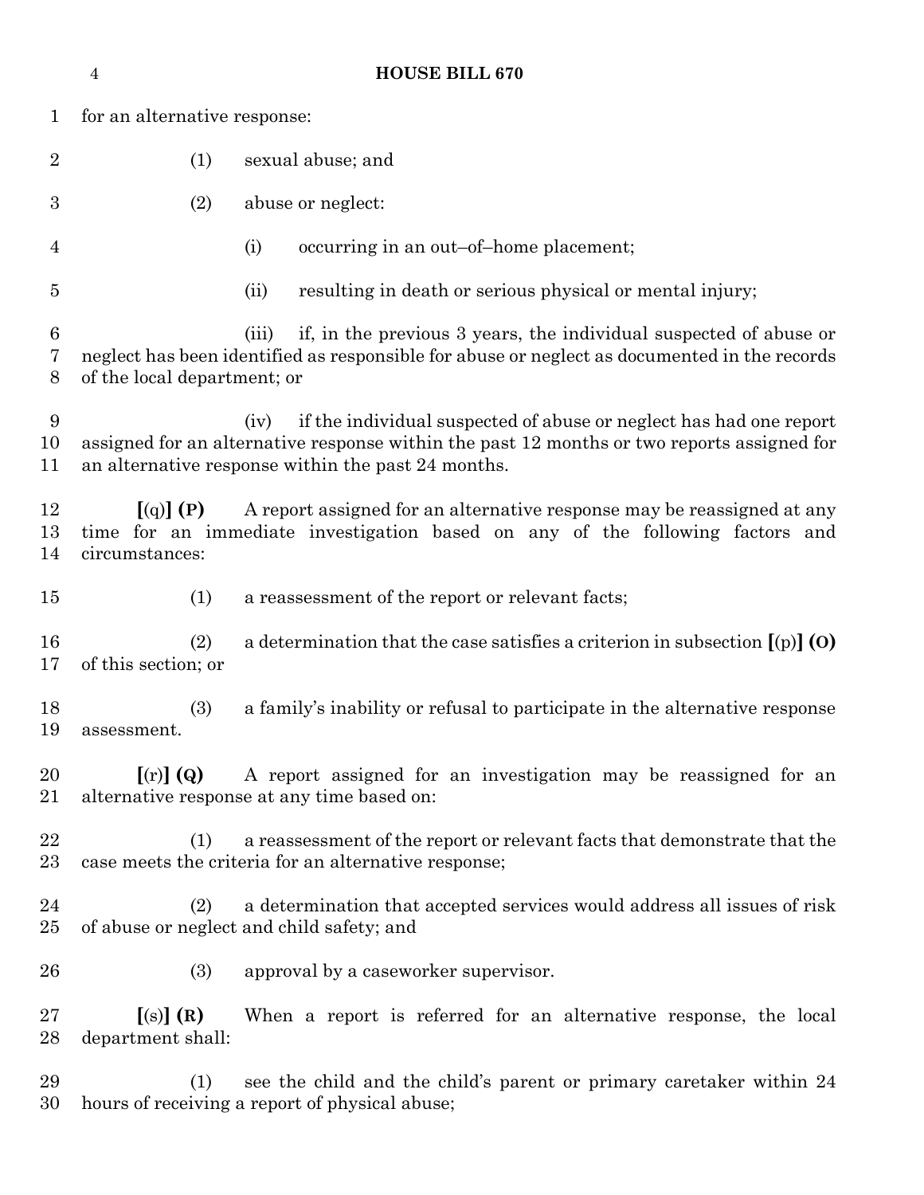for an alternative response:

(1) sexual abuse; and

(2) abuse or neglect:

(i) occurring in an out–of–home placement;

(ii) resulting in death or serious physical or mental injury;

(iii) if, in the previous 3 years, the individual suspected of abuse or neglect has been identified as responsible for abuse or neglect as documented in the records of the local department; or

(iv) if the individual suspected of abuse or neglect has had one report assigned for an alternative response within the past 12 months or two reports assigned for an alternative response within the past 24 months.

**[**(q)**] (P)** A report assigned for an alternative response may be reassigned at any time for an immediate investigation based on any of the following factors and circumstances:

(1) a reassessment of the report or relevant facts;

(2) a determination that the case satisfies a criterion in subsection **[**(p)**] (O)** of this section; or

(3) a family's inability or refusal to participate in the alternative response assessment.

**[**(r)**] (Q)** A report assigned for an investigation may be reassigned for an alternative response at any time based on:

(1) a reassessment of the report or relevant facts that demonstrate that the case meets the criteria for an alternative response;

(2) a determination that accepted services would address all issues of risk of abuse or neglect and child safety; and

(3) approval by a caseworker supervisor.

**[**(s)**] (R)** When a report is referred for an alternative response, the local department shall:

(1) see the child and the child's parent or primary caretaker within 24 hours of receiving a report of physical abuse;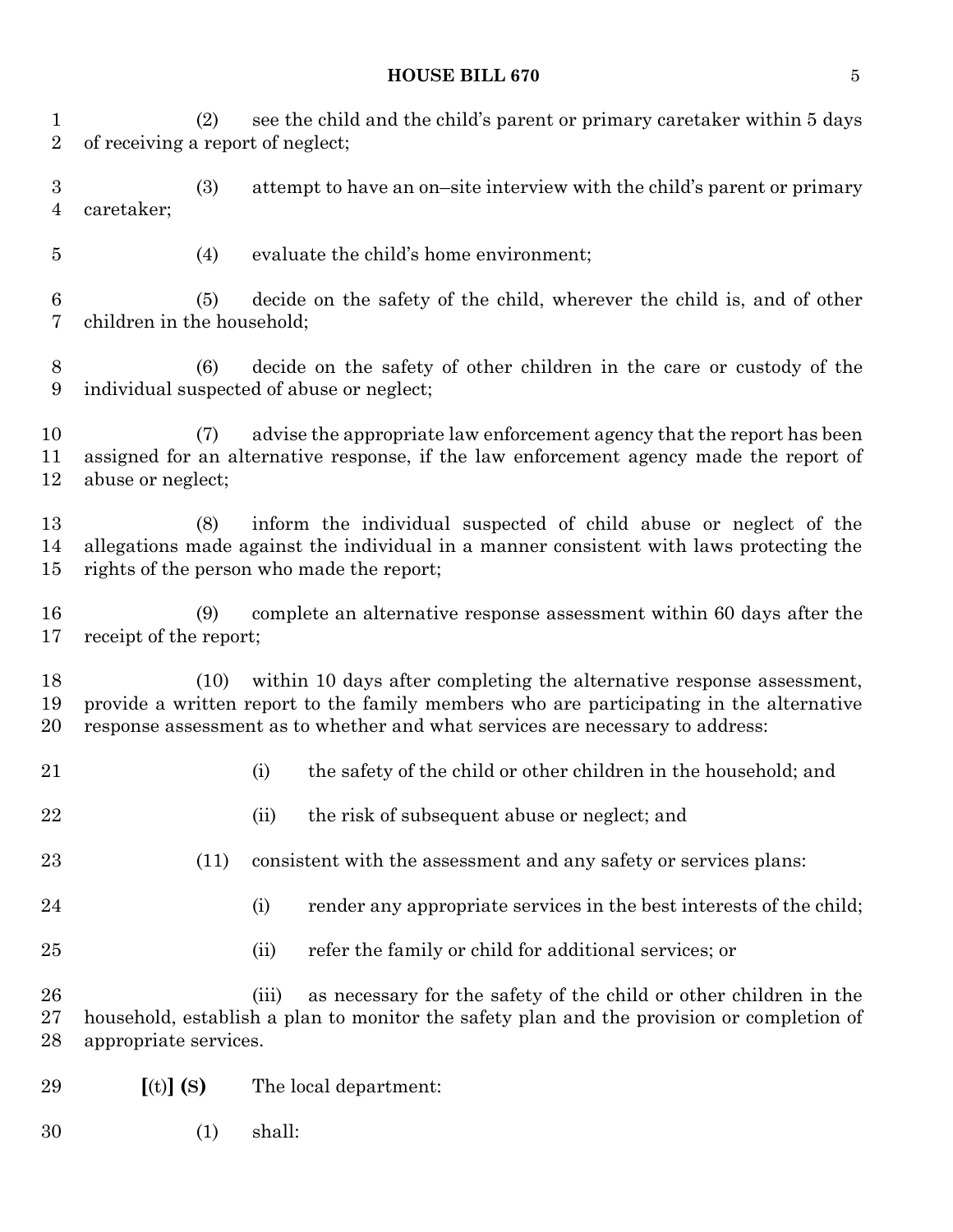(2) see the child and the child's parent or primary caretaker within 5 days of receiving a report of neglect;

(3) attempt to have an on–site interview with the child's parent or primary caretaker;

(4) evaluate the child's home environment;

(5) decide on the safety of the child, wherever the child is, and of other children in the household;

(6) decide on the safety of other children in the care or custody of the individual suspected of abuse or neglect;

(7) advise the appropriate law enforcement agency that the report has been assigned for an alternative response, if the law enforcement agency made the report of abuse or neglect;

(8) inform the individual suspected of child abuse or neglect of the allegations made against the individual in a manner consistent with laws protecting the rights of the person who made the report;

(9) complete an alternative response assessment within 60 days after the receipt of the report;

(10) within 10 days after completing the alternative response assessment, provide a written report to the family members who are participating in the alternative response assessment as to whether and what services are necessary to address:

(i) the safety of the child or other children in the household; and

(ii) the risk of subsequent abuse or neglect; and

(11) consistent with the assessment and any safety or services plans:

(i) render any appropriate services in the best interests of the child;

(ii) refer the family or child for additional services; or

(iii) as necessary for the safety of the child or other children in the household, establish a plan to monitor the safety plan and the provision or completion of appropriate services.

**[**(t)**] (S)** The local department:

(1) shall: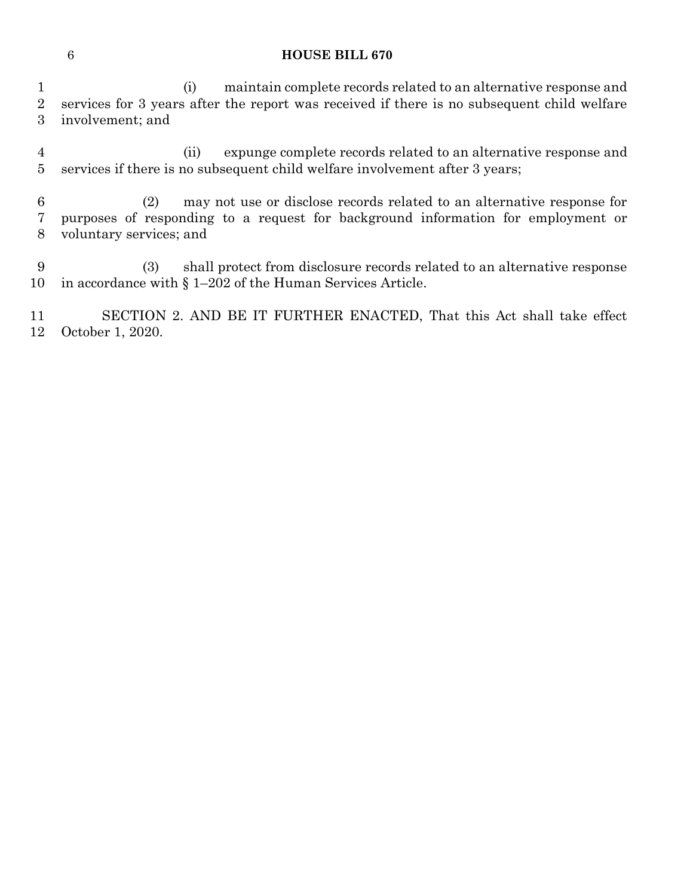(i) maintain complete records related to an alternative response and services for 3 years after the report was received if there is no subsequent child welfare involvement; and

(ii) expunge complete records related to an alternative response and services if there is no subsequent child welfare involvement after 3 years;

(2) may not use or disclose records related to an alternative response for purposes of responding to a request for background information for employment or voluntary services; and

(3) shall protect from disclosure records related to an alternative response in accordance with § 1–202 of the Human Services Article.

SECTION 2. AND BE IT FURTHER ENACTED, That this Act shall take effect October 1, 2020.